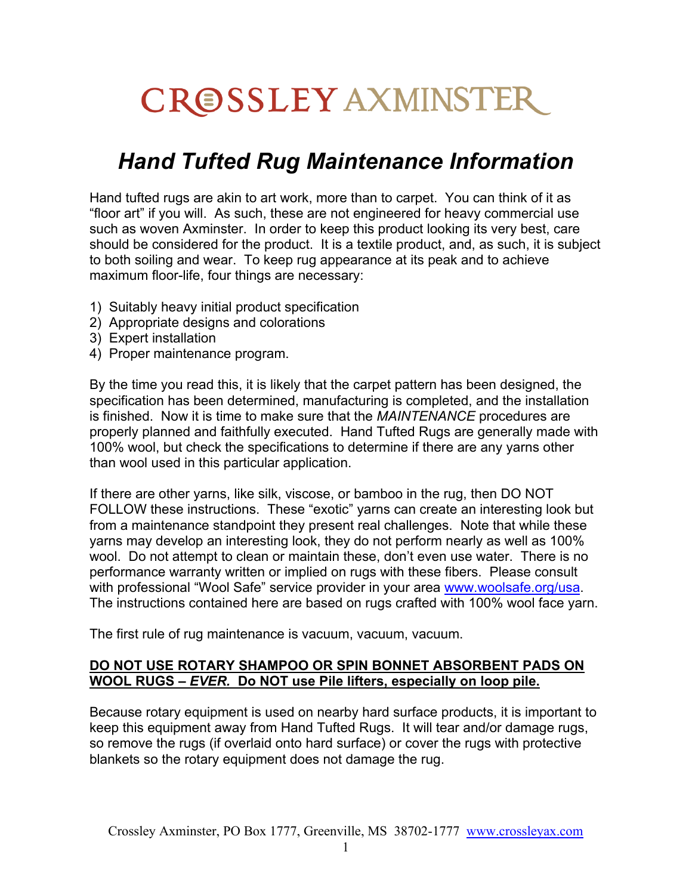# CROSSLEY AXMINSTER

## *Hand Tufted Rug Maintenance Information*

Hand tufted rugs are akin to art work, more than to carpet. You can think of it as "floor art" if you will. As such, these are not engineered for heavy commercial use such as woven Axminster. In order to keep this product looking its very best, care should be considered for the product. It is a textile product, and, as such, it is subject to both soiling and wear. To keep rug appearance at its peak and to achieve maximum floor-life, four things are necessary:

1) Suitably heavy initial product specification
2) Appropriate designs and colorations
3) Expert installation
4) Proper maintenance program.

By the time you read this, it is likely that the carpet pattern has been designed, the specification has been determined, manufacturing is completed, and the installation is finished. Now it is time to make sure that the *MAINTENANCE* procedures are properly planned and faithfully executed. Hand Tufted Rugs are generally made with 100% wool, but check the specifications to determine if there are any yarns other than wool used in this particular application.

If there are other yarns, like silk, viscose, or bamboo in the rug, then DO NOT FOLLOW these instructions. These "exotic" yarns can create an interesting look but from a maintenance standpoint they present real challenges. Note that while these yarns may develop an interesting look, they do not perform nearly as well as 100% wool. Do not attempt to clean or maintain these, don't even use water. There is no performance warranty written or implied on rugs with these fibers. Please consult with professional "Wool Safe" service provider in your area www.woolsafe.org/usa. The instructions contained here are based on rugs crafted with 100% wool face yarn.

The first rule of rug maintenance is vacuum, vacuum, vacuum.

**DO NOT USE ROTARY SHAMPOO OR SPIN BONNET ABSORBENT PADS ON WOOL RUGS – *EVER.* Do NOT use Pile lifters, especially on loop pile.**

Because rotary equipment is used on nearby hard surface products, it is important to keep this equipment away from Hand Tufted Rugs. It will tear and/or damage rugs, so remove the rugs (if overlaid onto hard surface) or cover the rugs with protective blankets so the rotary equipment does not damage the rug.

Crossley Axminster, PO Box 1777, Greenville, MS 38702-1777 www.crossleyax.com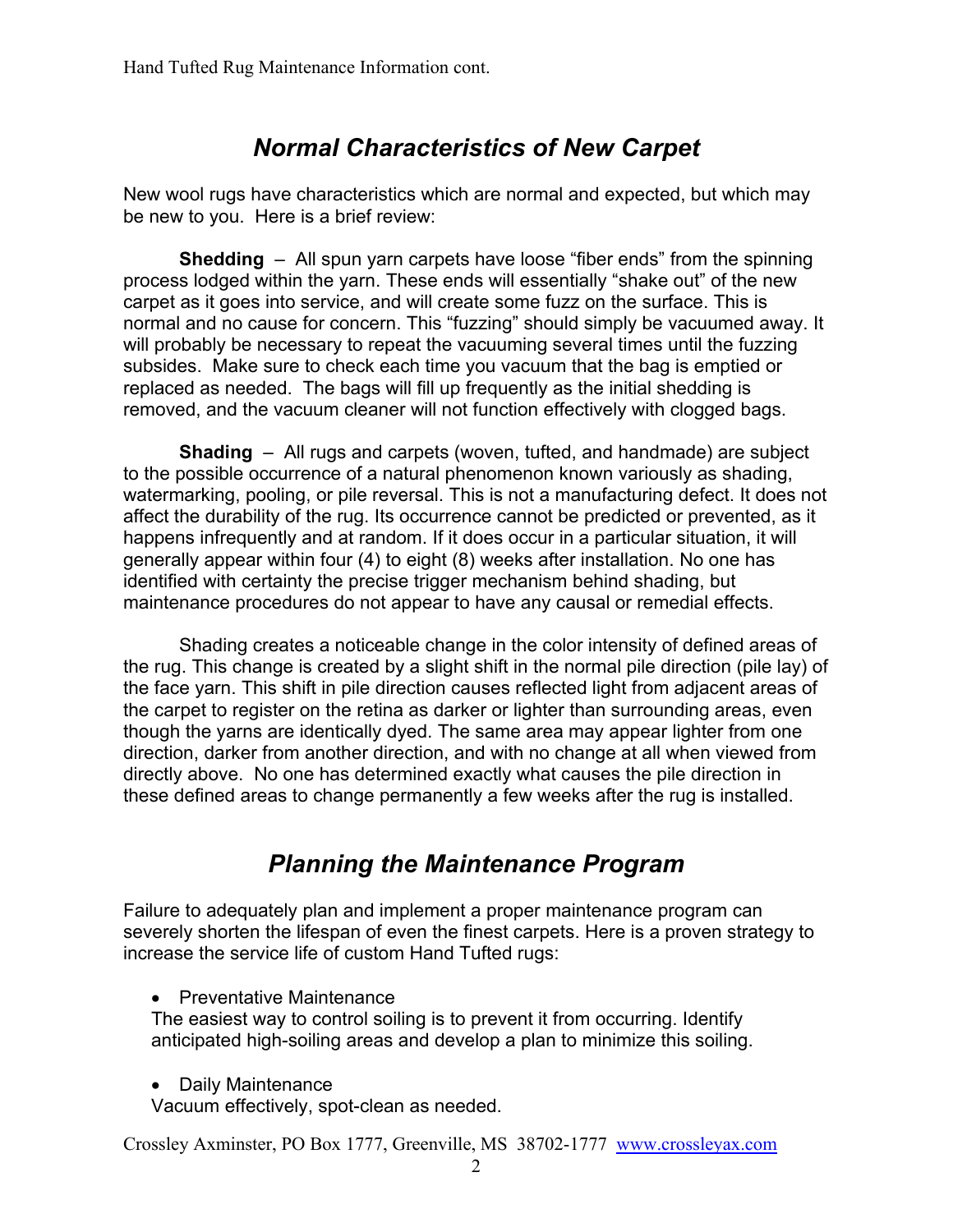## *Normal Characteristics of New Carpet*

New wool rugs have characteristics which are normal and expected, but which may be new to you. Here is a brief review:

**Shedding** – All spun yarn carpets have loose "fiber ends" from the spinning process lodged within the yarn. These ends will essentially "shake out" of the new carpet as it goes into service, and will create some fuzz on the surface. This is normal and no cause for concern. This "fuzzing" should simply be vacuumed away. It will probably be necessary to repeat the vacuuming several times until the fuzzing subsides. Make sure to check each time you vacuum that the bag is emptied or replaced as needed. The bags will fill up frequently as the initial shedding is removed, and the vacuum cleaner will not function effectively with clogged bags.

**Shading** – All rugs and carpets (woven, tufted, and handmade) are subject to the possible occurrence of a natural phenomenon known variously as shading, watermarking, pooling, or pile reversal. This is not a manufacturing defect. It does not affect the durability of the rug. Its occurrence cannot be predicted or prevented, as it happens infrequently and at random. If it does occur in a particular situation, it will generally appear within four (4) to eight (8) weeks after installation. No one has identified with certainty the precise trigger mechanism behind shading, but maintenance procedures do not appear to have any causal or remedial effects.

Shading creates a noticeable change in the color intensity of defined areas of the rug. This change is created by a slight shift in the normal pile direction (pile lay) of the face yarn. This shift in pile direction causes reflected light from adjacent areas of the carpet to register on the retina as darker or lighter than surrounding areas, even though the yarns are identically dyed. The same area may appear lighter from one direction, darker from another direction, and with no change at all when viewed from directly above. No one has determined exactly what causes the pile direction in these defined areas to change permanently a few weeks after the rug is installed.

## *Planning the Maintenance Program*

Failure to adequately plan and implement a proper maintenance program can severely shorten the lifespan of even the finest carpets. Here is a proven strategy to increase the service life of custom Hand Tufted rugs:

- Preventative Maintenance
  The easiest way to control soiling is to prevent it from occurring. Identify anticipated high-soiling areas and develop a plan to minimize this soiling.

- Daily Maintenance
  Vacuum effectively, spot-clean as needed.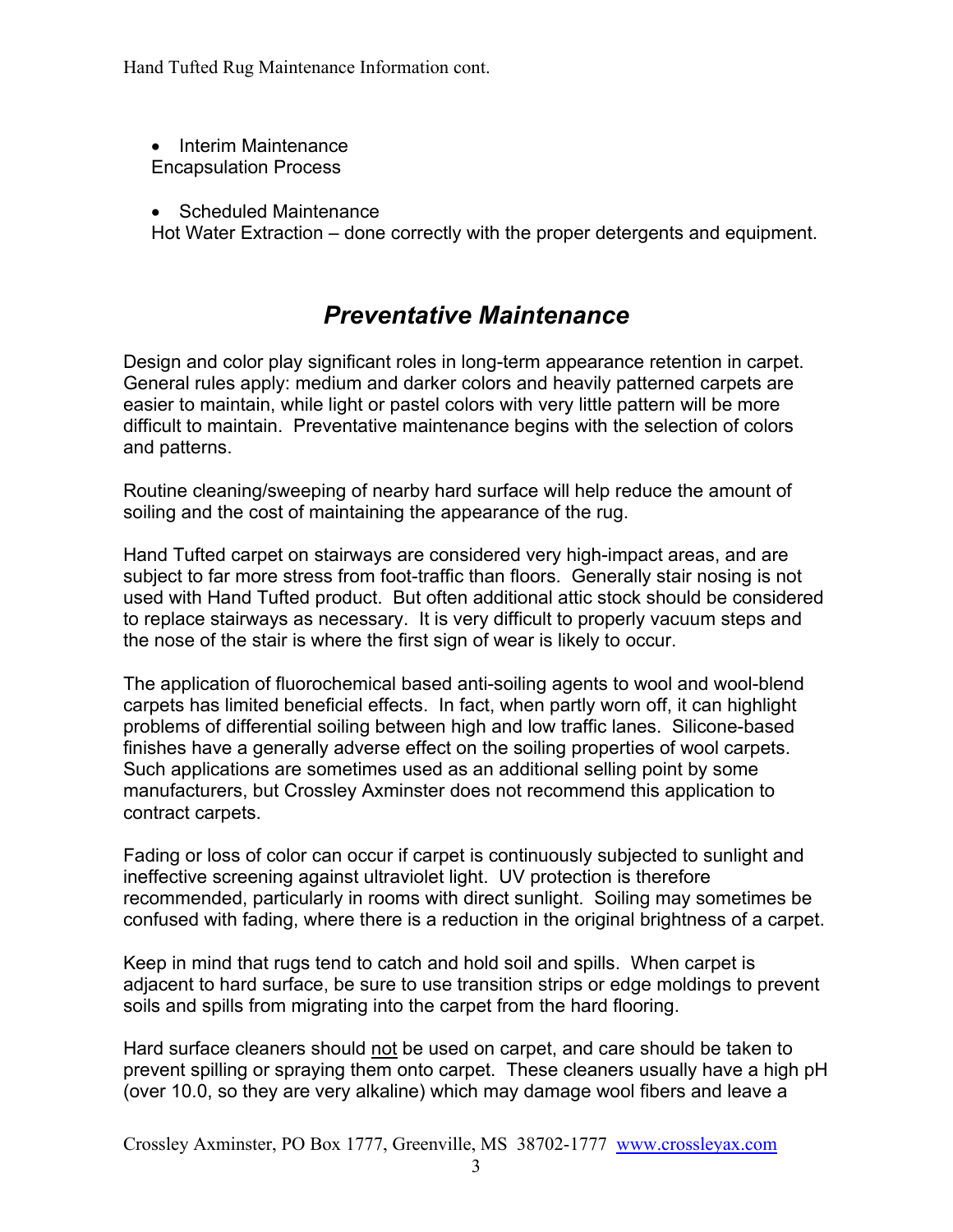- Interim Maintenance
  Encapsulation Process

- Scheduled Maintenance
  Hot Water Extraction – done correctly with the proper detergents and equipment.

## *Preventative Maintenance*

Design and color play significant roles in long-term appearance retention in carpet. General rules apply: medium and darker colors and heavily patterned carpets are easier to maintain, while light or pastel colors with very little pattern will be more difficult to maintain. Preventative maintenance begins with the selection of colors and patterns.

Routine cleaning/sweeping of nearby hard surface will help reduce the amount of soiling and the cost of maintaining the appearance of the rug.

Hand Tufted carpet on stairways are considered very high-impact areas, and are subject to far more stress from foot-traffic than floors. Generally stair nosing is not used with Hand Tufted product. But often additional attic stock should be considered to replace stairways as necessary. It is very difficult to properly vacuum steps and the nose of the stair is where the first sign of wear is likely to occur.

The application of fluorochemical based anti-soiling agents to wool and wool-blend carpets has limited beneficial effects. In fact, when partly worn off, it can highlight problems of differential soiling between high and low traffic lanes. Silicone-based finishes have a generally adverse effect on the soiling properties of wool carpets. Such applications are sometimes used as an additional selling point by some manufacturers, but Crossley Axminster does not recommend this application to contract carpets.

Fading or loss of color can occur if carpet is continuously subjected to sunlight and ineffective screening against ultraviolet light. UV protection is therefore recommended, particularly in rooms with direct sunlight. Soiling may sometimes be confused with fading, where there is a reduction in the original brightness of a carpet.

Keep in mind that rugs tend to catch and hold soil and spills. When carpet is adjacent to hard surface, be sure to use transition strips or edge moldings to prevent soils and spills from migrating into the carpet from the hard flooring.

Hard surface cleaners should <u>not</u> be used on carpet, and care should be taken to prevent spilling or spraying them onto carpet. These cleaners usually have a high pH (over 10.0, so they are very alkaline) which may damage wool fibers and leave a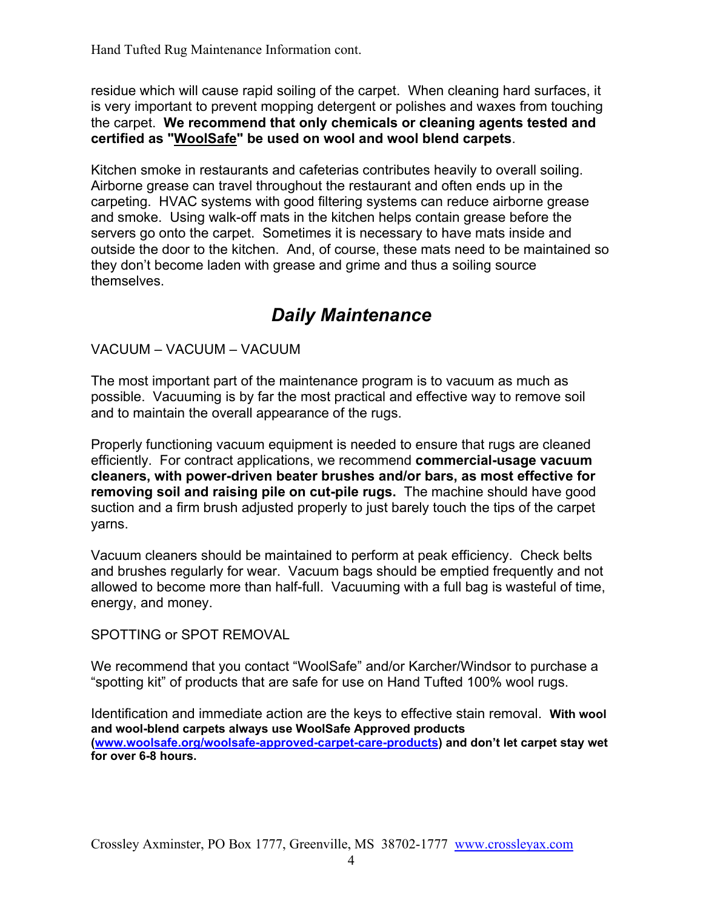residue which will cause rapid soiling of the carpet. When cleaning hard surfaces, it is very important to prevent mopping detergent or polishes and waxes from touching the carpet. **We recommend that only chemicals or cleaning agents tested and certified as "WoolSafe" be used on wool and wool blend carpets**.

Kitchen smoke in restaurants and cafeterias contributes heavily to overall soiling. Airborne grease can travel throughout the restaurant and often ends up in the carpeting. HVAC systems with good filtering systems can reduce airborne grease and smoke. Using walk-off mats in the kitchen helps contain grease before the servers go onto the carpet. Sometimes it is necessary to have mats inside and outside the door to the kitchen. And, of course, these mats need to be maintained so they don't become laden with grease and grime and thus a soiling source themselves.

## *Daily Maintenance*

VACUUM – VACUUM – VACUUM

The most important part of the maintenance program is to vacuum as much as possible. Vacuuming is by far the most practical and effective way to remove soil and to maintain the overall appearance of the rugs.

Properly functioning vacuum equipment is needed to ensure that rugs are cleaned efficiently. For contract applications, we recommend **commercial-usage vacuum cleaners, with power-driven beater brushes and/or bars, as most effective for removing soil and raising pile on cut-pile rugs.** The machine should have good suction and a firm brush adjusted properly to just barely touch the tips of the carpet yarns.

Vacuum cleaners should be maintained to perform at peak efficiency. Check belts and brushes regularly for wear. Vacuum bags should be emptied frequently and not allowed to become more than half-full. Vacuuming with a full bag is wasteful of time, energy, and money.

SPOTTING or SPOT REMOVAL

We recommend that you contact "WoolSafe" and/or Karcher/Windsor to purchase a "spotting kit" of products that are safe for use on Hand Tufted 100% wool rugs.

Identification and immediate action are the keys to effective stain removal. **With wool and wool-blend carpets always use WoolSafe Approved products ([www.woolsafe.org/woolsafe-approved-carpet-care-products](http://www.woolsafe.org/woolsafe-approved-carpet-care-products)) and don't let carpet stay wet for over 6-8 hours.**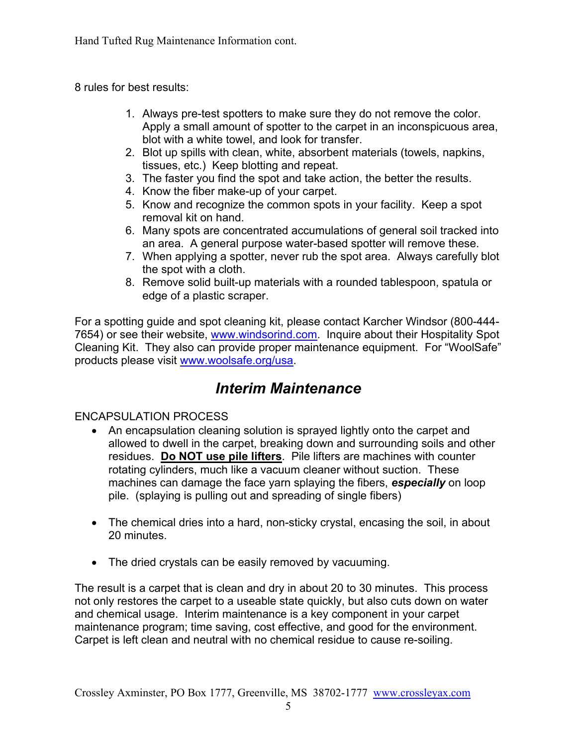8 rules for best results:

1. Always pre-test spotters to make sure they do not remove the color. Apply a small amount of spotter to the carpet in an inconspicuous area, blot with a white towel, and look for transfer.
2. Blot up spills with clean, white, absorbent materials (towels, napkins, tissues, etc.) Keep blotting and repeat.
3. The faster you find the spot and take action, the better the results.
4. Know the fiber make-up of your carpet.
5. Know and recognize the common spots in your facility. Keep a spot removal kit on hand.
6. Many spots are concentrated accumulations of general soil tracked into an area. A general purpose water-based spotter will remove these.
7. When applying a spotter, never rub the spot area. Always carefully blot the spot with a cloth.
8. Remove solid built-up materials with a rounded tablespoon, spatula or edge of a plastic scraper.

For a spotting guide and spot cleaning kit, please contact Karcher Windsor (800-444-7654) or see their website, www.windsorind.com. Inquire about their Hospitality Spot Cleaning Kit. They also can provide proper maintenance equipment. For "WoolSafe" products please visit www.woolsafe.org/usa.

## *Interim Maintenance*

ENCAPSULATION PROCESS

- An encapsulation cleaning solution is sprayed lightly onto the carpet and allowed to dwell in the carpet, breaking down and surrounding soils and other residues. **Do NOT use pile lifters**. Pile lifters are machines with counter rotating cylinders, much like a vacuum cleaner without suction. These machines can damage the face yarn splaying the fibers, ***especially*** on loop pile. (splaying is pulling out and spreading of single fibers)

- The chemical dries into a hard, non-sticky crystal, encasing the soil, in about 20 minutes.

- The dried crystals can be easily removed by vacuuming.

The result is a carpet that is clean and dry in about 20 to 30 minutes. This process not only restores the carpet to a useable state quickly, but also cuts down on water and chemical usage. Interim maintenance is a key component in your carpet maintenance program; time saving, cost effective, and good for the environment. Carpet is left clean and neutral with no chemical residue to cause re-soiling.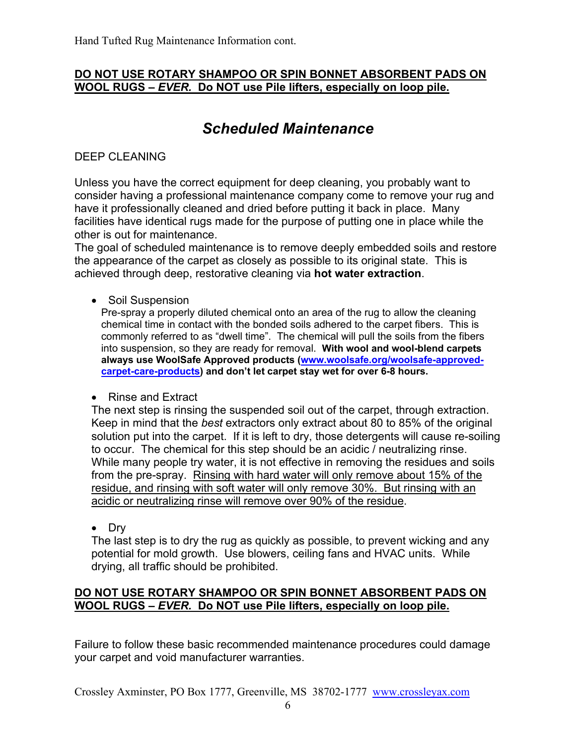**DO NOT USE ROTARY SHAMPOO OR SPIN BONNET ABSORBENT PADS ON WOOL RUGS – *EVER.* Do NOT use Pile lifters, especially on loop pile.**

# *Scheduled Maintenance*

DEEP CLEANING

Unless you have the correct equipment for deep cleaning, you probably want to consider having a professional maintenance company come to remove your rug and have it professionally cleaned and dried before putting it back in place. Many facilities have identical rugs made for the purpose of putting one in place while the other is out for maintenance.

The goal of scheduled maintenance is to remove deeply embedded soils and restore the appearance of the carpet as closely as possible to its original state. This is achieved through deep, restorative cleaning via **hot water extraction**.

- Soil Suspension

  Pre-spray a properly diluted chemical onto an area of the rug to allow the cleaning chemical time in contact with the bonded soils adhered to the carpet fibers. This is commonly referred to as "dwell time". The chemical will pull the soils from the fibers into suspension, so they are ready for removal. **With wool and wool-blend carpets always use WoolSafe Approved products ([www.woolsafe.org/woolsafe-approved-carpet-care-products](http://www.woolsafe.org/woolsafe-approved-carpet-care-products)) and don't let carpet stay wet for over 6-8 hours.**

- Rinse and Extract

  The next step is rinsing the suspended soil out of the carpet, through extraction. Keep in mind that the *best* extractors only extract about 80 to 85% of the original solution put into the carpet. If it is left to dry, those detergents will cause re-soiling to occur. The chemical for this step should be an acidic / neutralizing rinse. While many people try water, it is not effective in removing the residues and soils from the pre-spray. <u>Rinsing with hard water will only remove about 15% of the residue, and rinsing with soft water will only remove 30%. But rinsing with an acidic or neutralizing rinse will remove over 90% of the residue</u>.

- Dry

  The last step is to dry the rug as quickly as possible, to prevent wicking and any potential for mold growth. Use blowers, ceiling fans and HVAC units. While drying, all traffic should be prohibited.

**DO NOT USE ROTARY SHAMPOO OR SPIN BONNET ABSORBENT PADS ON WOOL RUGS – *EVER.* Do NOT use Pile lifters, especially on loop pile.**

Failure to follow these basic recommended maintenance procedures could damage your carpet and void manufacturer warranties.